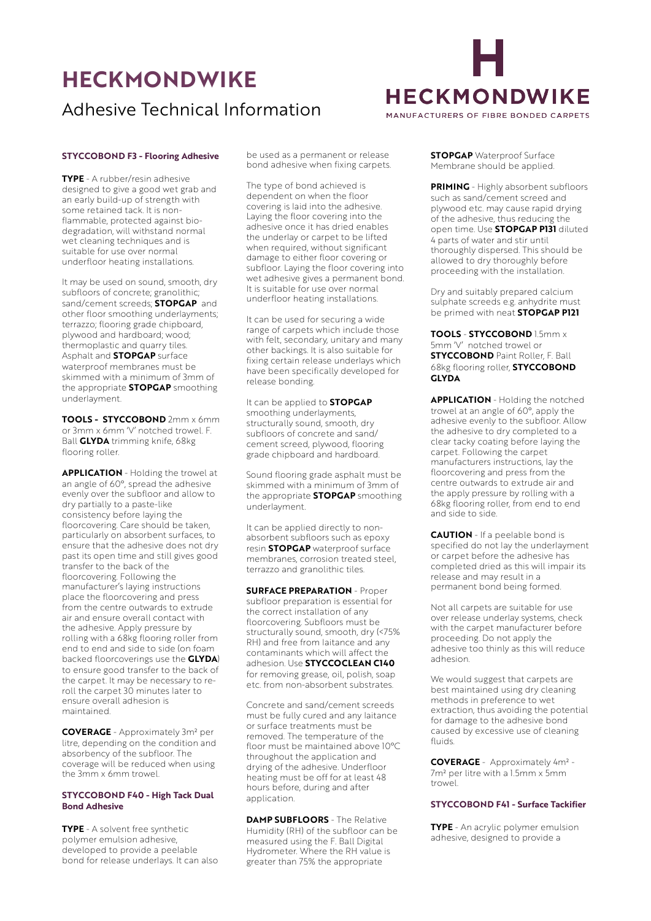# HECKMONDWIKE

## Adhesive Technical Information

HECKMONDWIKE
MANUFACTURERS OF FIBRE BONDED CARPETS

### STYCCOBOND F3 - Flooring Adhesive

**TYPE** - A rubber/resin adhesive designed to give a good wet grab and an early build-up of strength with some retained tack. It is non-flammable, protected against bio-degradation, will withstand normal wet cleaning techniques and is suitable for use over normal underfloor heating installations.

It may be used on sound, smooth, dry subfloors of concrete; granolithic; sand/cement screeds; **STOPGAP** and other floor smoothing underlayments; terrazzo; flooring grade chipboard, plywood and hardboard; wood; thermoplastic and quarry tiles. Asphalt and **STOPGAP** surface waterproof membranes must be skimmed with a minimum of 3mm of the appropriate **STOPGAP** smoothing underlayment.

**TOOLS - STYCCOBOND** 2mm x 6mm or 3mm x 6mm 'V' notched trowel. F. Ball **GLYDA** trimming knife, 68kg flooring roller.

**APPLICATION** - Holding the trowel at an angle of 60°, spread the adhesive evenly over the subfloor and allow to dry partially to a paste-like consistency before laying the floorcovering. Care should be taken, particularly on absorbent surfaces, to ensure that the adhesive does not dry past its open time and still gives good transfer to the back of the floorcovering. Following the manufacturer's laying instructions place the floorcovering and press from the centre outwards to extrude air and ensure overall contact with the adhesive. Apply pressure by rolling with a 68kg flooring roller from end to end and side to side (on foam backed floorcoverings use the **GLYDA**) to ensure good transfer to the back of the carpet. It may be necessary to re-roll the carpet 30 minutes later to ensure overall adhesion is maintained.

**COVERAGE** - Approximately 3m² per litre, depending on the condition and absorbency of the subfloor. The coverage will be reduced when using the 3mm x 6mm trowel.

### STYCCOBOND F40 - High Tack Dual Bond Adhesive

**TYPE** - A solvent free synthetic polymer emulsion adhesive, developed to provide a peelable bond for release underlays. It can also be used as a permanent or release bond adhesive when fixing carpets.

The type of bond achieved is dependent on when the floor covering is laid into the adhesive. Laying the floor covering into the adhesive once it has dried enables the underlay or carpet to be lifted when required, without significant damage to either floor covering or subfloor. Laying the floor covering into wet adhesive gives a permanent bond. It is suitable for use over normal underfloor heating installations.

It can be used for securing a wide range of carpets which include those with felt, secondary, unitary and many other backings. It is also suitable for fixing certain release underlays which have been specifically developed for release bonding.

It can be applied to **STOPGAP** smoothing underlayments, structurally sound, smooth, dry subfloors of concrete and sand/cement screed, plywood, flooring grade chipboard and hardboard.

Sound flooring grade asphalt must be skimmed with a minimum of 3mm of the appropriate **STOPGAP** smoothing underlayment.

It can be applied directly to non-absorbent subfloors such as epoxy resin **STOPGAP** waterproof surface membranes, corrosion treated steel, terrazzo and granolithic tiles.

**SURFACE PREPARATION** - Proper subfloor preparation is essential for the correct installation of any floorcovering. Subfloors must be structurally sound, smooth, dry (<75% RH) and free from laitance and any contaminants which will affect the adhesion. Use **STYCCOCLEAN C140** for removing grease, oil, polish, soap etc. from non-absorbent substrates.

Concrete and sand/cement screeds must be fully cured and any laitance or surface treatments must be removed. The temperature of the floor must be maintained above 10°C throughout the application and drying of the adhesive. Underfloor heating must be off for at least 48 hours before, during and after application.

**DAMP SUBFLOORS** - The Relative Humidity (RH) of the subfloor can be measured using the F. Ball Digital Hydrometer. Where the RH value is greater than 75% the appropriate **STOPGAP** Waterproof Surface Membrane should be applied.

**PRIMING** - Highly absorbent subfloors such as sand/cement screed and plywood etc. may cause rapid drying of the adhesive, thus reducing the open time. Use **STOPGAP P131** diluted 4 parts of water and stir until thoroughly dispersed. This should be allowed to dry thoroughly before proceeding with the installation.

Dry and suitably prepared calcium sulphate screeds e.g. anhydrite must be primed with neat **STOPGAP P121**

**TOOLS** - **STYCCOBOND** 1.5mm x 5mm 'V' notched trowel or **STYCCOBOND** Paint Roller, F. Ball 68kg flooring roller, **STYCCOBOND GLYDA**

**APPLICATION** - Holding the notched trowel at an angle of 60°, apply the adhesive evenly to the subfloor. Allow the adhesive to dry completed to a clear tacky coating before laying the carpet. Following the carpet manufacturers instructions, lay the floorcovering and press from the centre outwards to extrude air and the apply pressure by rolling with a 68kg flooring roller, from end to end and side to side.

**CAUTION** - If a peelable bond is specified do not lay the underlayment or carpet before the adhesive has completed dried as this will impair its release and may result in a permanent bond being formed.

Not all carpets are suitable for use over release underlay systems, check with the carpet manufacturer before proceeding. Do not apply the adhesive too thinly as this will reduce adhesion.

We would suggest that carpets are best maintained using dry cleaning methods in preference to wet extraction, thus avoiding the potential for damage to the adhesive bond caused by excessive use of cleaning fluids.

**COVERAGE** - Approximately 4m² - 7m² per litre with a 1.5mm x 5mm trowel.

### STYCCOBOND F41 - Surface Tackifier

**TYPE** - An acrylic polymer emulsion adhesive, designed to provide a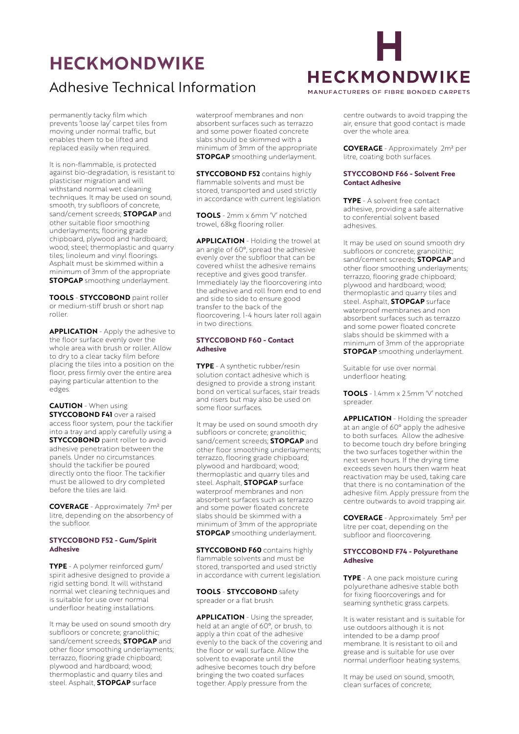# HECKMONDWIKE

## Adhesive Technical Information

permanently tacky film which prevents 'loose lay' carpet tiles from moving under normal traffic, but enables them to be lifted and replaced easily when required.

It is non-flammable, is protected against bio-degradation, is resistant to plasticiser migration and will withstand normal wet cleaning techniques. It may be used on sound, smooth, try subfloors of concrete, sand/cement screeds; **STOPGAP** and other suitable floor smoothing underlayments; flooring grade chipboard, plywood and hardboard; wood; steel; thermoplastic and quarry tiles; linoleum and vinyl floorings. Asphalt must be skimmed within a minimum of 3mm of the appropriate **STOPGAP** smoothing underlayment.

**TOOLS** - **STYCCOBOND** paint roller or medium-stiff brush or short nap roller.

**APPLICATION** - Apply the adhesive to the floor surface evenly over the whole area with brush or roller. Allow to dry to a clear tacky film before placing the tiles into a position on the floor, press firmly over the entire area paying particular attention to the edges.

**CAUTION** - When using **STYCCOBOND F41** over a raised access floor system, pour the tackifier into a tray and apply carefully using a **STYCCOBOND** paint roller to avoid adhesive penetration between the panels. Under no circumstances should the tackifier be poured directly onto the floor. The tackifier must be allowed to dry completed before the tiles are laid.

**COVERAGE** - Approximately 7m² per litre, depending on the absorbency of the subfloor.

### STYCCOBOND F52 - Gum/Spirit Adhesive

**TYPE** - A polymer reinforced gum/spirit adhesive designed to provide a rigid setting bond. It will withstand normal wet cleaning techniques and is suitable for use over normal underfloor heating installations.

It may be used on sound smooth dry subfloors or concrete; granolithic; sand/cement screeds; **STOPGAP** and other floor smoothing underlayments; terrazzo, flooring grade chipboard; plywood and hardboard; wood; thermoplastic and quarry tiles and steel. Asphalt, **STOPGAP** surface waterproof membranes and non absorbent surfaces such as terrazzo and some power floated concrete slabs should be skimmed with a minimum of 3mm of the appropriate **STOPGAP** smoothing underlayment.

**STYCCOBOND F52** contains highly flammable solvents and must be stored, transported and used strictly in accordance with current legislation.

**TOOLS** - 2mm x 6mm 'V' notched trowel, 68kg flooring roller.

**APPLICATION** - Holding the trowel at an angle of 60°, spread the adhesive evenly over the subfloor that can be covered whilst the adhesive remains receptive and gives good transfer. Immediately lay the floorcovering into the adhesive and roll from end to end and side to side to ensure good transfer to the back of the floorcovering. 1-4 hours later roll again in two directions.

### STYCCOBOND F60 - Contact Adhesive

**TYPE** - A synthetic rubber/resin solution contact adhesive which is designed to provide a strong instant bond on vertical surfaces, stair treads and risers but may also be used on some floor surfaces.

It may be used on sound smooth dry subfloors or concrete; granolithic; sand/cement screeds; **STOPGAP** and other floor smoothing underlayments; terrazzo, flooring grade chipboard; plywood and hardboard; wood; thermoplastic and quarry tiles and steel. Asphalt, **STOPGAP** surface waterproof membranes and non absorbent surfaces such as terrazzo and some power floated concrete slabs should be skimmed with a minimum of 3mm of the appropriate **STOPGAP** smoothing underlayment.

**STYCCOBOND F60** contains highly flammable solvents and must be stored, transported and used strictly in accordance with current legislation.

**TOOLS** - **STYCCOBOND** safety spreader or a flat brush.

**APPLICATION** - Using the spreader, held at an angle of 60°, or brush, to apply a thin coat of the adhesive evenly to the back of the covering and the floor or wall surface. Allow the solvent to evaporate until the adhesive becomes touch dry before bringing the two coated surfaces together. Apply pressure from the centre outwards to avoid trapping the air, ensure that good contact is made over the whole area.

**COVERAGE** - Approximately 2m² per litre, coating both surfaces.

### STYCCOBOND F66 - Solvent Free Contact Adhesive

**TYPE** - A solvent free contact adhesive, providing a safe alternative to conferential solvent based adhesives.

It may be used on sound smooth dry subfloors or concrete; granolithic; sand/cement screeds; **STOPGAP** and other floor smoothing underlayments; terrazzo, flooring grade chipboard; plywood and hardboard; wood; thermoplastic and quarry tiles and steel. Asphalt, **STOPGAP** surface waterproof membranes and non absorbent surfaces such as terrazzo and some power floated concrete slabs should be skimmed with a minimum of 3mm of the appropriate **STOPGAP** smoothing underlayment.

Suitable for use over normal underfloor heating.

**TOOLS** - 1.4mm x 2.5mm 'V' notched spreader.

**APPLICATION** - Holding the spreader at an angle of 60° apply the adhesive to both surfaces. Allow the adhesive to become touch dry before bringing the two surfaces together within the next seven hours. If the drying time exceeds seven hours then warm heat reactivation may be used, taking care that there is no contamination of the adhesive film. Apply pressure from the centre outwards to avoid trapping air.

**COVERAGE** - Approximately 5m² per litre per coat, depending on the subfloor and floorcovering.

### STYCCOBOND F74 - Polyurethane Adhesive

**TYPE** - A one pack moisture curing polyurethane adhesive stable both for fixing floorcoverings and for seaming synthetic grass carpets.

It is water resistant and is suitable for use outdoors although it is not intended to be a damp proof membrane. It is resistant to oil and grease and is suitable for use over normal underfloor heating systems.

It may be used on sound, smooth, clean surfaces of concrete;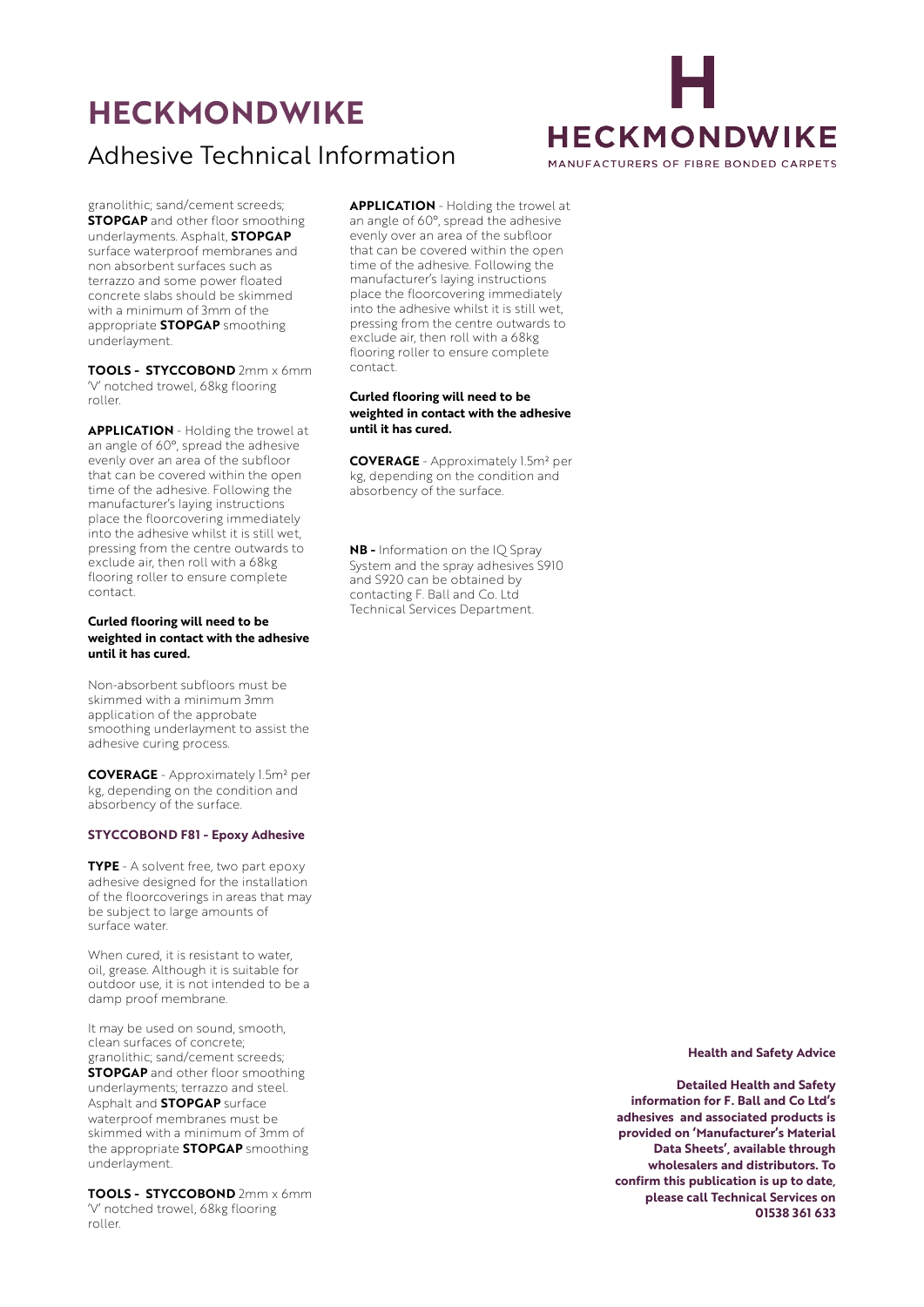# HECKMONDWIKE

## Adhesive Technical Information

granolithic; sand/cement screeds; **STOPGAP** and other floor smoothing underlayments. Asphalt, **STOPGAP** surface waterproof membranes and non absorbent surfaces such as terrazzo and some power floated concrete slabs should be skimmed with a minimum of 3mm of the appropriate **STOPGAP** smoothing underlayment.

**TOOLS - STYCCOBOND** 2mm x 6mm 'V' notched trowel, 68kg flooring roller.

**APPLICATION** - Holding the trowel at an angle of 60°, spread the adhesive evenly over an area of the subfloor that can be covered within the open time of the adhesive. Following the manufacturer's laying instructions place the floorcovering immediately into the adhesive whilst it is still wet, pressing from the centre outwards to exclude air, then roll with a 68kg flooring roller to ensure complete contact.

**Curled flooring will need to be weighted in contact with the adhesive until it has cured.**

Non-absorbent subfloors must be skimmed with a minimum 3mm application of the approbate smoothing underlayment to assist the adhesive curing process.

**COVERAGE** - Approximately 1.5m² per kg, depending on the condition and absorbency of the surface.

### STYCCOBOND F81 - Epoxy Adhesive

**TYPE** - A solvent free, two part epoxy adhesive designed for the installation of the floorcoverings in areas that may be subject to large amounts of surface water.

When cured, it is resistant to water, oil, grease. Although it is suitable for outdoor use, it is not intended to be a damp proof membrane.

It may be used on sound, smooth, clean surfaces of concrete; granolithic; sand/cement screeds; **STOPGAP** and other floor smoothing underlayments; terrazzo and steel. Asphalt and **STOPGAP** surface waterproof membranes must be skimmed with a minimum of 3mm of the appropriate **STOPGAP** smoothing underlayment.

**TOOLS - STYCCOBOND** 2mm x 6mm 'V' notched trowel, 68kg flooring roller.

**APPLICATION** - Holding the trowel at an angle of 60°, spread the adhesive evenly over an area of the subfloor that can be covered within the open time of the adhesive. Following the manufacturer's laying instructions place the floorcovering immediately into the adhesive whilst it is still wet, pressing from the centre outwards to exclude air, then roll with a 68kg flooring roller to ensure complete contact.

**Curled flooring will need to be weighted in contact with the adhesive until it has cured.**

**COVERAGE** - Approximately 1.5m² per kg, depending on the condition and absorbency of the surface.

**NB -** Information on the IQ Spray System and the spray adhesives S910 and S920 can be obtained by contacting F. Ball and Co. Ltd Technical Services Department.

**Health and Safety Advice**

**Detailed Health and Safety information for F. Ball and Co Ltd's adhesives and associated products is provided on 'Manufacturer's Material Data Sheets', available through wholesalers and distributors. To confirm this publication is up to date, please call Technical Services on 01538 361 633**